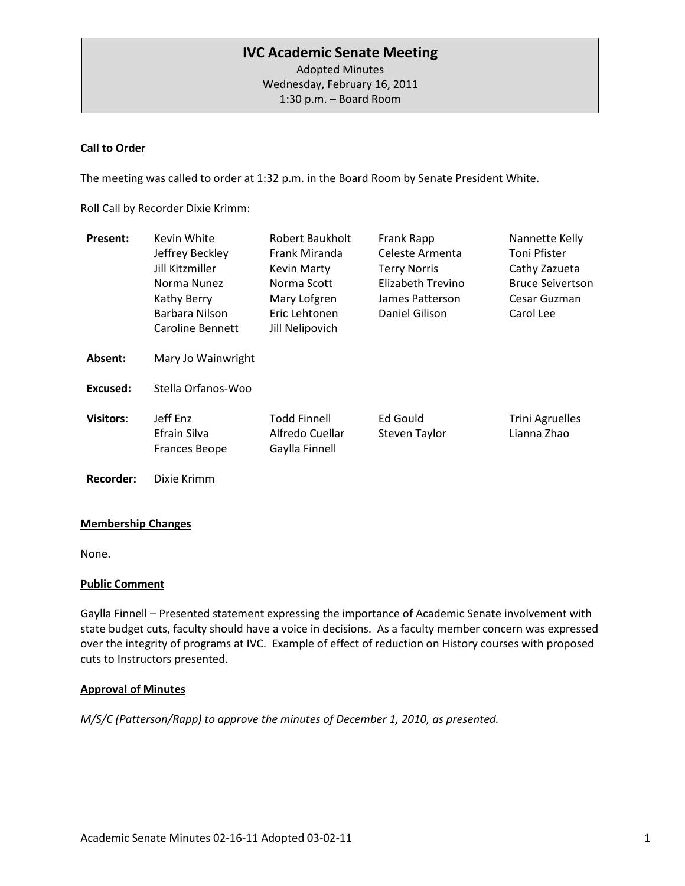# IVC Academic Senate Meeting

Adopted Minutes
Wednesday, February 16, 2011
1:30 p.m. – Board Room

**Call to Order**

The meeting was called to order at 1:32 p.m. in the Board Room by Senate President White.

Roll Call by Recorder Dixie Krimm:

| | | | | |
|---|---|---|---|---|
| **Present:** | Kevin White | Robert Baukholt | Frank Rapp | Nannette Kelly |
| | Jeffrey Beckley | Frank Miranda | Celeste Armenta | Toni Pfister |
| | Jill Kitzmiller | Kevin Marty | Terry Norris | Cathy Zazueta |
| | Norma Nunez | Norma Scott | Elizabeth Trevino | Bruce Seivertson |
| | Kathy Berry | Mary Lofgren | James Patterson | Cesar Guzman |
| | Barbara Nilson | Eric Lehtonen | Daniel Gilison | Carol Lee |
| | Caroline Bennett | Jill Nelipovich | | |
| **Absent:** | Mary Jo Wainwright | | | |
| **Excused:** | Stella Orfanos-Woo | | | |
| **Visitors:** | Jeff Enz | Todd Finnell | Ed Gould | Trini Agruelles |
| | Efrain Silva | Alfredo Cuellar | Steven Taylor | Lianna Zhao |
| | Frances Beope | Gaylla Finnell | | |
| **Recorder:** | Dixie Krimm | | | |

**Membership Changes**

None.

**Public Comment**

Gaylla Finnell – Presented statement expressing the importance of Academic Senate involvement with state budget cuts, faculty should have a voice in decisions. As a faculty member concern was expressed over the integrity of programs at IVC. Example of effect of reduction on History courses with proposed cuts to Instructors presented.

**Approval of Minutes**

*M/S/C (Patterson/Rapp) to approve the minutes of December 1, 2010, as presented.*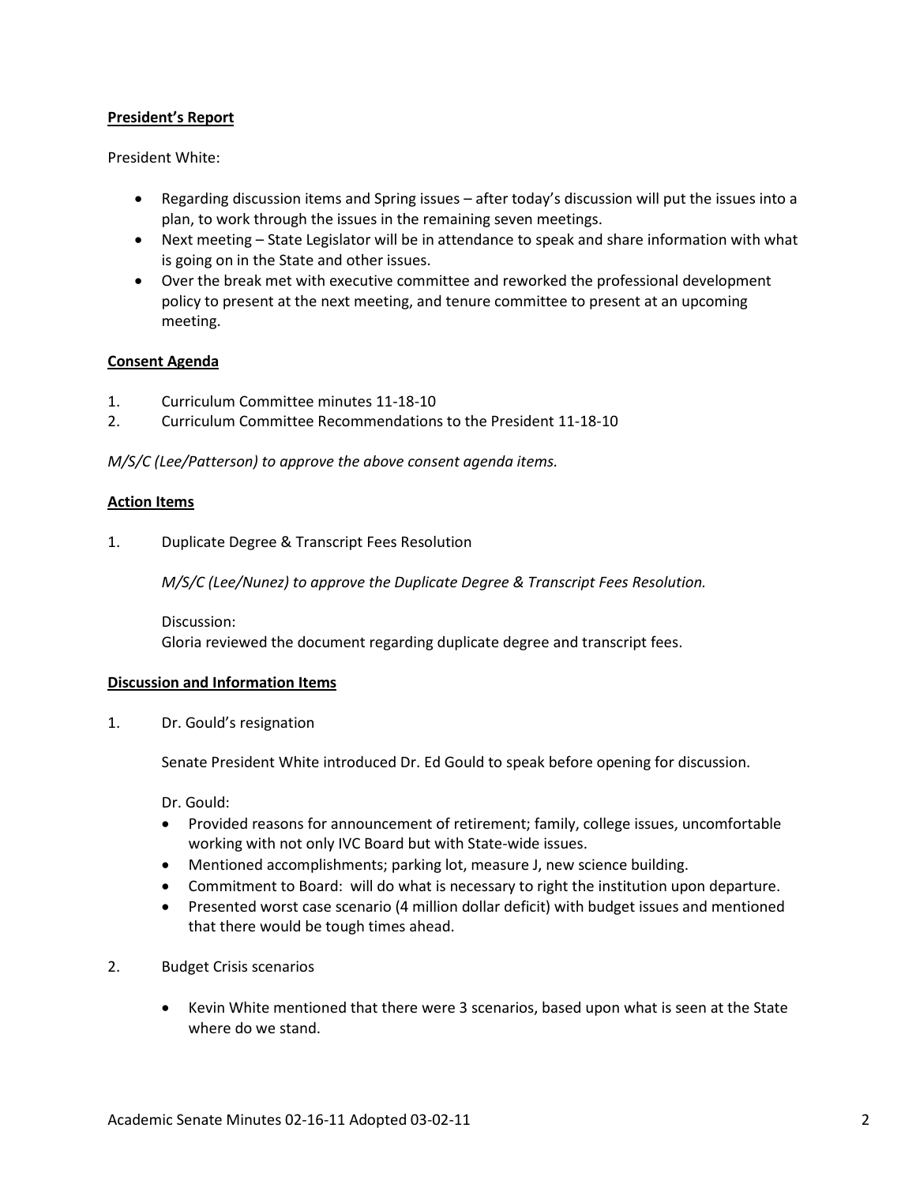**President's Report**

President White:

- Regarding discussion items and Spring issues – after today's discussion will put the issues into a plan, to work through the issues in the remaining seven meetings.
- Next meeting – State Legislator will be in attendance to speak and share information with what is going on in the State and other issues.
- Over the break met with executive committee and reworked the professional development policy to present at the next meeting, and tenure committee to present at an upcoming meeting.

**Consent Agenda**

1. Curriculum Committee minutes 11-18-10
2. Curriculum Committee Recommendations to the President 11-18-10

*M/S/C (Lee/Patterson) to approve the above consent agenda items.*

**Action Items**

1. Duplicate Degree & Transcript Fees Resolution

   *M/S/C (Lee/Nunez) to approve the Duplicate Degree & Transcript Fees Resolution.*

   Discussion:
   Gloria reviewed the document regarding duplicate degree and transcript fees.

**Discussion and Information Items**

1. Dr. Gould's resignation

   Senate President White introduced Dr. Ed Gould to speak before opening for discussion.

   Dr. Gould:
   - Provided reasons for announcement of retirement; family, college issues, uncomfortable working with not only IVC Board but with State-wide issues.
   - Mentioned accomplishments; parking lot, measure J, new science building.
   - Commitment to Board: will do what is necessary to right the institution upon departure.
   - Presented worst case scenario (4 million dollar deficit) with budget issues and mentioned that there would be tough times ahead.

2. Budget Crisis scenarios

   - Kevin White mentioned that there were 3 scenarios, based upon what is seen at the State where do we stand.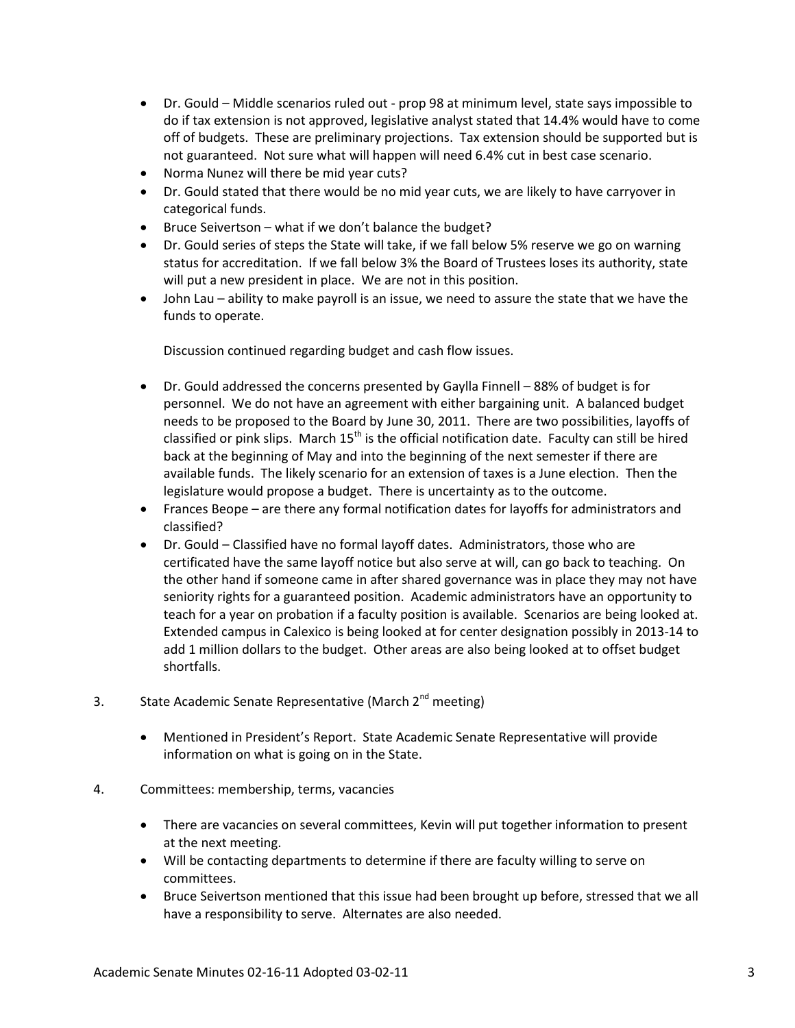- Dr. Gould – Middle scenarios ruled out - prop 98 at minimum level, state says impossible to do if tax extension is not approved, legislative analyst stated that 14.4% would have to come off of budgets. These are preliminary projections. Tax extension should be supported but is not guaranteed. Not sure what will happen will need 6.4% cut in best case scenario.
- Norma Nunez will there be mid year cuts?
- Dr. Gould stated that there would be no mid year cuts, we are likely to have carryover in categorical funds.
- Bruce Seivertson – what if we don't balance the budget?
- Dr. Gould series of steps the State will take, if we fall below 5% reserve we go on warning status for accreditation. If we fall below 3% the Board of Trustees loses its authority, state will put a new president in place. We are not in this position.
- John Lau – ability to make payroll is an issue, we need to assure the state that we have the funds to operate.

  Discussion continued regarding budget and cash flow issues.

- Dr. Gould addressed the concerns presented by Gaylla Finnell – 88% of budget is for personnel. We do not have an agreement with either bargaining unit. A balanced budget needs to be proposed to the Board by June 30, 2011. There are two possibilities, layoffs of classified or pink slips. March 15th is the official notification date. Faculty can still be hired back at the beginning of May and into the beginning of the next semester if there are available funds. The likely scenario for an extension of taxes is a June election. Then the legislature would propose a budget. There is uncertainty as to the outcome.
- Frances Beope – are there any formal notification dates for layoffs for administrators and classified?
- Dr. Gould – Classified have no formal layoff dates. Administrators, those who are certificated have the same layoff notice but also serve at will, can go back to teaching. On the other hand if someone came in after shared governance was in place they may not have seniority rights for a guaranteed position. Academic administrators have an opportunity to teach for a year on probation if a faculty position is available. Scenarios are being looked at. Extended campus in Calexico is being looked at for center designation possibly in 2013-14 to add 1 million dollars to the budget. Other areas are also being looked at to offset budget shortfalls.

3. State Academic Senate Representative (March 2nd meeting)

   - Mentioned in President's Report. State Academic Senate Representative will provide information on what is going on in the State.

4. Committees: membership, terms, vacancies

   - There are vacancies on several committees, Kevin will put together information to present at the next meeting.
   - Will be contacting departments to determine if there are faculty willing to serve on committees.
   - Bruce Seivertson mentioned that this issue had been brought up before, stressed that we all have a responsibility to serve. Alternates are also needed.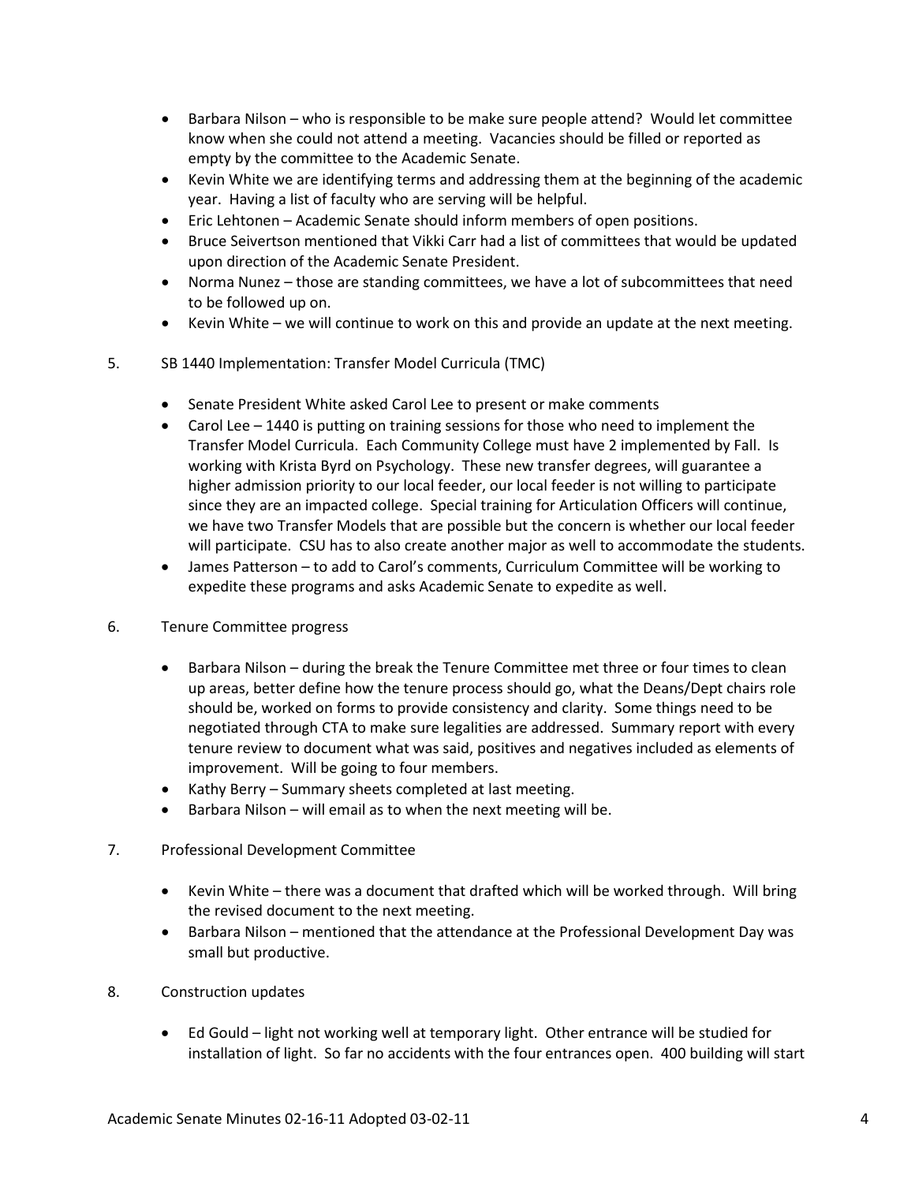- Barbara Nilson – who is responsible to be make sure people attend? Would let committee know when she could not attend a meeting. Vacancies should be filled or reported as empty by the committee to the Academic Senate.
- Kevin White we are identifying terms and addressing them at the beginning of the academic year. Having a list of faculty who are serving will be helpful.
- Eric Lehtonen – Academic Senate should inform members of open positions.
- Bruce Seivertson mentioned that Vikki Carr had a list of committees that would be updated upon direction of the Academic Senate President.
- Norma Nunez – those are standing committees, we have a lot of subcommittees that need to be followed up on.
- Kevin White – we will continue to work on this and provide an update at the next meeting.

5. SB 1440 Implementation: Transfer Model Curricula (TMC)

- Senate President White asked Carol Lee to present or make comments
- Carol Lee – 1440 is putting on training sessions for those who need to implement the Transfer Model Curricula. Each Community College must have 2 implemented by Fall. Is working with Krista Byrd on Psychology. These new transfer degrees, will guarantee a higher admission priority to our local feeder, our local feeder is not willing to participate since they are an impacted college. Special training for Articulation Officers will continue, we have two Transfer Models that are possible but the concern is whether our local feeder will participate. CSU has to also create another major as well to accommodate the students.
- James Patterson – to add to Carol's comments, Curriculum Committee will be working to expedite these programs and asks Academic Senate to expedite as well.

6. Tenure Committee progress

- Barbara Nilson – during the break the Tenure Committee met three or four times to clean up areas, better define how the tenure process should go, what the Deans/Dept chairs role should be, worked on forms to provide consistency and clarity. Some things need to be negotiated through CTA to make sure legalities are addressed. Summary report with every tenure review to document what was said, positives and negatives included as elements of improvement. Will be going to four members.
- Kathy Berry – Summary sheets completed at last meeting.
- Barbara Nilson – will email as to when the next meeting will be.

7. Professional Development Committee

- Kevin White – there was a document that drafted which will be worked through. Will bring the revised document to the next meeting.
- Barbara Nilson – mentioned that the attendance at the Professional Development Day was small but productive.

8. Construction updates

- Ed Gould – light not working well at temporary light. Other entrance will be studied for installation of light. So far no accidents with the four entrances open. 400 building will start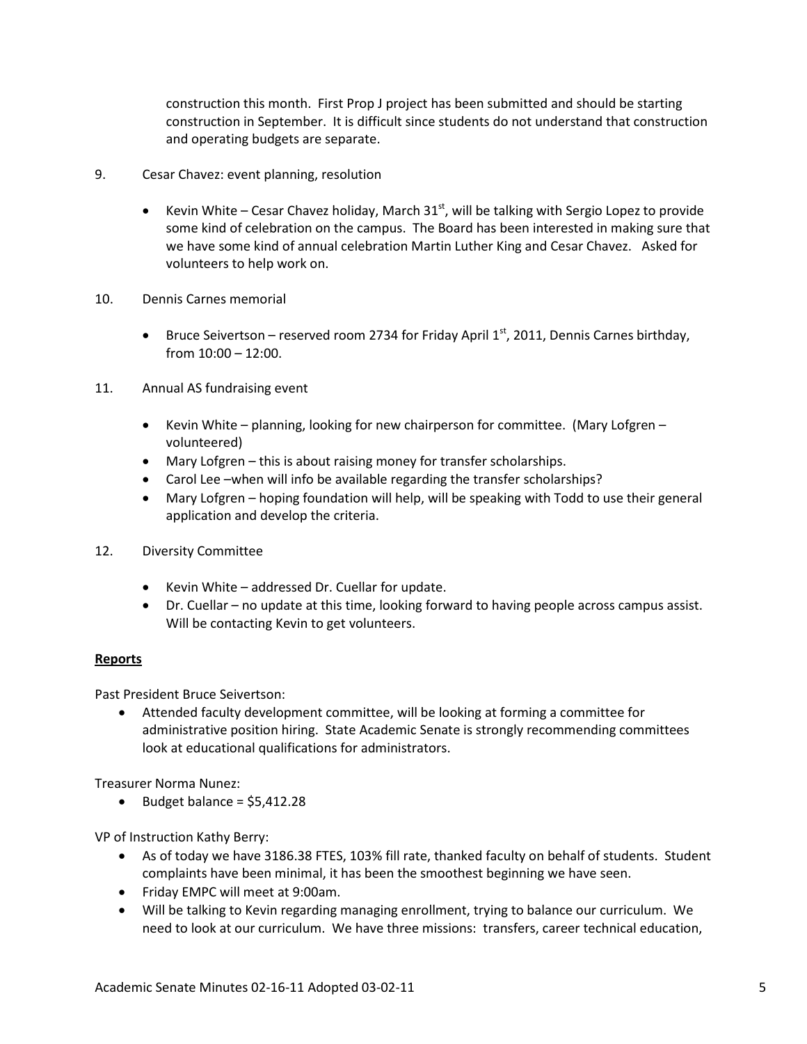construction this month. First Prop J project has been submitted and should be starting construction in September. It is difficult since students do not understand that construction and operating budgets are separate.

9. Cesar Chavez: event planning, resolution

   - Kevin White – Cesar Chavez holiday, March 31st, will be talking with Sergio Lopez to provide some kind of celebration on the campus. The Board has been interested in making sure that we have some kind of annual celebration Martin Luther King and Cesar Chavez. Asked for volunteers to help work on.

10. Dennis Carnes memorial

    - Bruce Seivertson – reserved room 2734 for Friday April 1st, 2011, Dennis Carnes birthday, from 10:00 – 12:00.

11. Annual AS fundraising event

    - Kevin White – planning, looking for new chairperson for committee. (Mary Lofgren – volunteered)
    - Mary Lofgren – this is about raising money for transfer scholarships.
    - Carol Lee –when will info be available regarding the transfer scholarships?
    - Mary Lofgren – hoping foundation will help, will be speaking with Todd to use their general application and develop the criteria.

12. Diversity Committee

    - Kevin White – addressed Dr. Cuellar for update.
    - Dr. Cuellar – no update at this time, looking forward to having people across campus assist. Will be contacting Kevin to get volunteers.

**Reports**

Past President Bruce Seivertson:

- Attended faculty development committee, will be looking at forming a committee for administrative position hiring. State Academic Senate is strongly recommending committees look at educational qualifications for administrators.

Treasurer Norma Nunez:

- Budget balance = $5,412.28

VP of Instruction Kathy Berry:

- As of today we have 3186.38 FTES, 103% fill rate, thanked faculty on behalf of students. Student complaints have been minimal, it has been the smoothest beginning we have seen.
- Friday EMPC will meet at 9:00am.
- Will be talking to Kevin regarding managing enrollment, trying to balance our curriculum. We need to look at our curriculum. We have three missions: transfers, career technical education,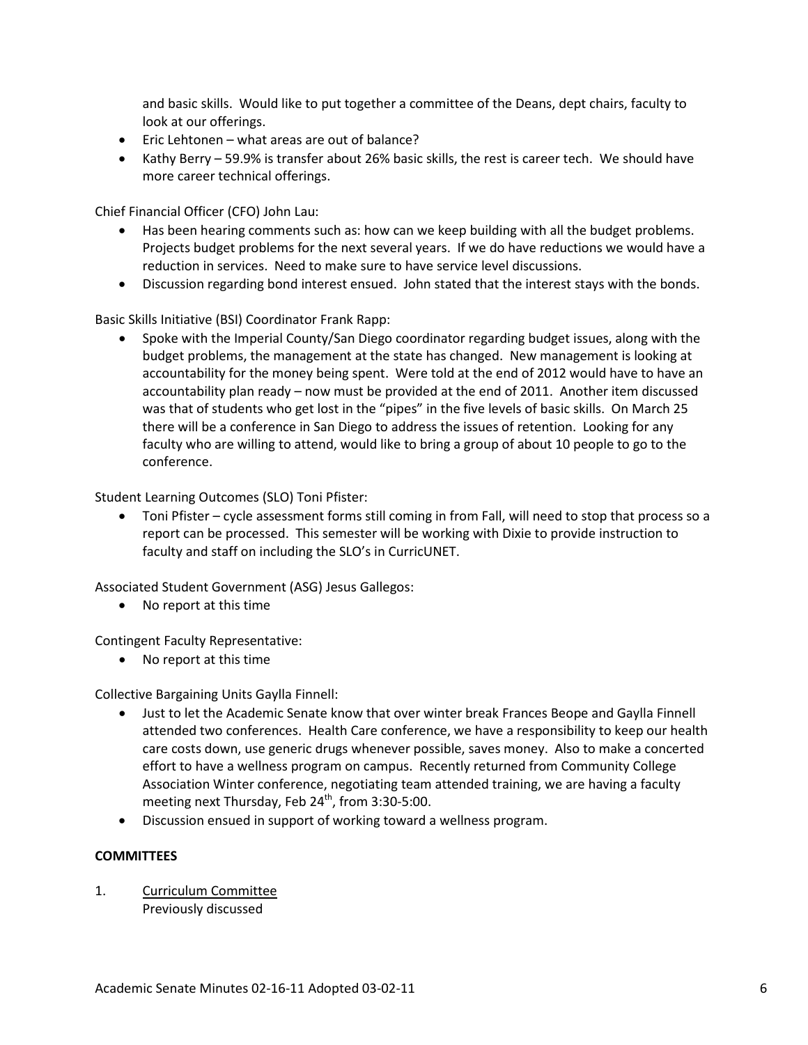and basic skills. Would like to put together a committee of the Deans, dept chairs, faculty to look at our offerings.

- Eric Lehtonen – what areas are out of balance?
- Kathy Berry – 59.9% is transfer about 26% basic skills, the rest is career tech. We should have more career technical offerings.

Chief Financial Officer (CFO) John Lau:

- Has been hearing comments such as: how can we keep building with all the budget problems. Projects budget problems for the next several years. If we do have reductions we would have a reduction in services. Need to make sure to have service level discussions.
- Discussion regarding bond interest ensued. John stated that the interest stays with the bonds.

Basic Skills Initiative (BSI) Coordinator Frank Rapp:

- Spoke with the Imperial County/San Diego coordinator regarding budget issues, along with the budget problems, the management at the state has changed. New management is looking at accountability for the money being spent. Were told at the end of 2012 would have to have an accountability plan ready – now must be provided at the end of 2011. Another item discussed was that of students who get lost in the "pipes" in the five levels of basic skills. On March 25 there will be a conference in San Diego to address the issues of retention. Looking for any faculty who are willing to attend, would like to bring a group of about 10 people to go to the conference.

Student Learning Outcomes (SLO) Toni Pfister:

- Toni Pfister – cycle assessment forms still coming in from Fall, will need to stop that process so a report can be processed. This semester will be working with Dixie to provide instruction to faculty and staff on including the SLO's in CurricUNET.

Associated Student Government (ASG) Jesus Gallegos:

- No report at this time

Contingent Faculty Representative:

- No report at this time

Collective Bargaining Units Gaylla Finnell:

- Just to let the Academic Senate know that over winter break Frances Beope and Gaylla Finnell attended two conferences. Health Care conference, we have a responsibility to keep our health care costs down, use generic drugs whenever possible, saves money. Also to make a concerted effort to have a wellness program on campus. Recently returned from Community College Association Winter conference, negotiating team attended training, we are having a faculty meeting next Thursday, Feb 24th, from 3:30-5:00.
- Discussion ensued in support of working toward a wellness program.

**COMMITTEES**

1. Curriculum Committee
   Previously discussed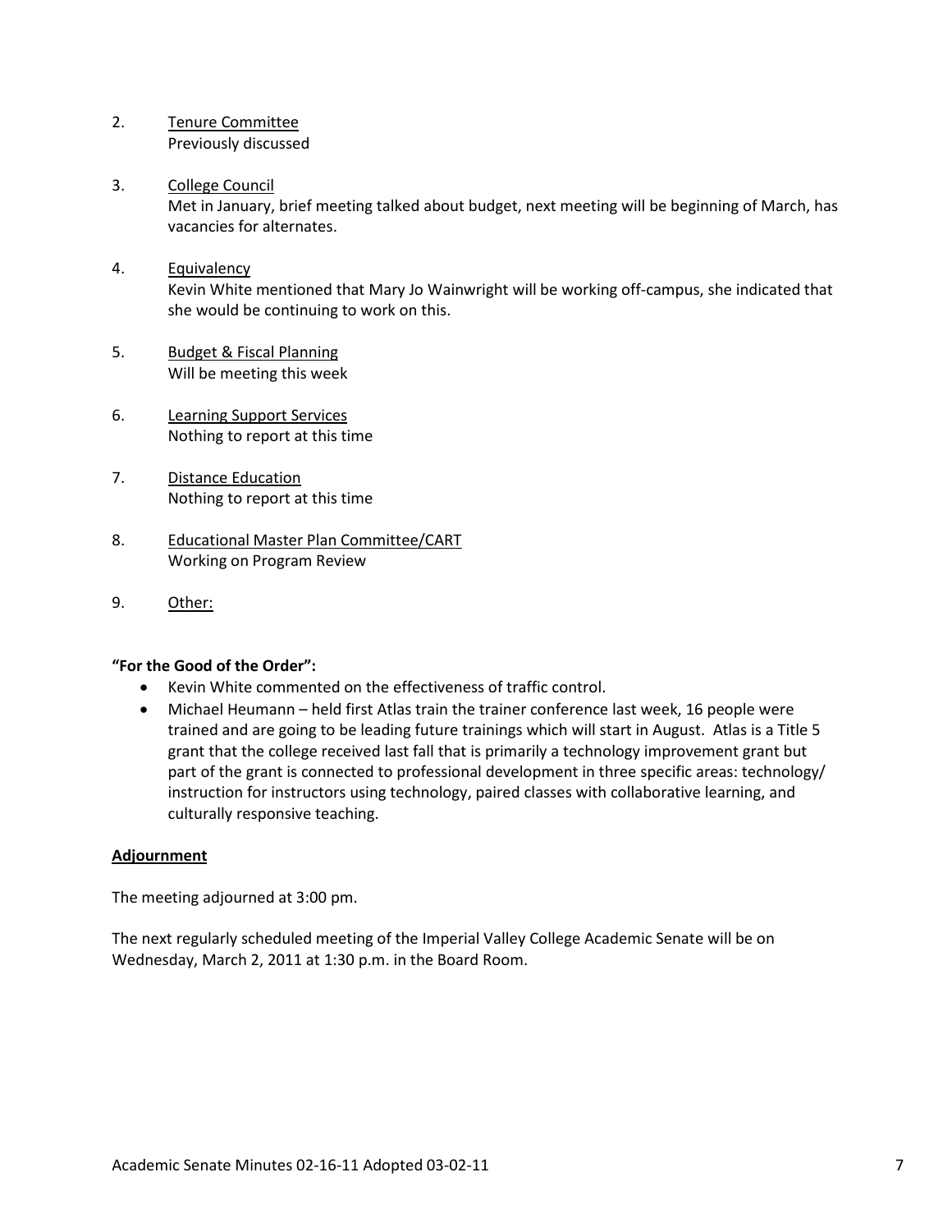2. <u>Tenure Committee</u>
   Previously discussed

3. <u>College Council</u>
   Met in January, brief meeting talked about budget, next meeting will be beginning of March, has vacancies for alternates.

4. <u>Equivalency</u>
   Kevin White mentioned that Mary Jo Wainwright will be working off-campus, she indicated that she would be continuing to work on this.

5. <u>Budget & Fiscal Planning</u>
   Will be meeting this week

6. <u>Learning Support Services</u>
   Nothing to report at this time

7. <u>Distance Education</u>
   Nothing to report at this time

8. <u>Educational Master Plan Committee/CART</u>
   Working on Program Review

9. <u>Other:</u>

**"For the Good of the Order":**

- Kevin White commented on the effectiveness of traffic control.
- Michael Heumann – held first Atlas train the trainer conference last week, 16 people were trained and are going to be leading future trainings which will start in August. Atlas is a Title 5 grant that the college received last fall that is primarily a technology improvement grant but part of the grant is connected to professional development in three specific areas: technology/ instruction for instructors using technology, paired classes with collaborative learning, and culturally responsive teaching.

**<u>Adjournment</u>**

The meeting adjourned at 3:00 pm.

The next regularly scheduled meeting of the Imperial Valley College Academic Senate will be on Wednesday, March 2, 2011 at 1:30 p.m. in the Board Room.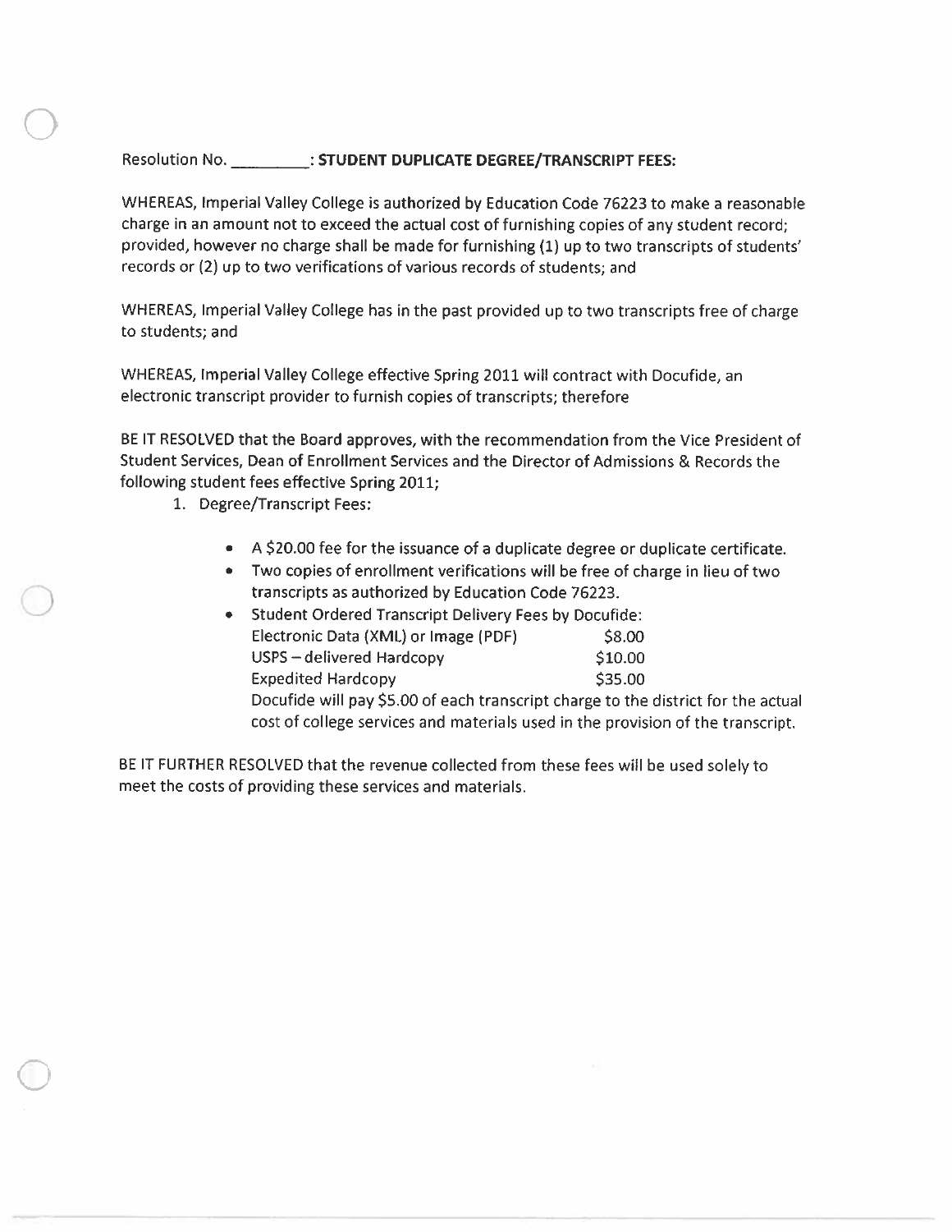Resolution No. _________: **STUDENT DUPLICATE DEGREE/TRANSCRIPT FEES:**

WHEREAS, Imperial Valley College is authorized by Education Code 76223 to make a reasonable charge in an amount not to exceed the actual cost of furnishing copies of any student record; provided, however no charge shall be made for furnishing (1) up to two transcripts of students' records or (2) up to two verifications of various records of students; and

WHEREAS, Imperial Valley College has in the past provided up to two transcripts free of charge to students; and

WHEREAS, Imperial Valley College effective Spring 2011 will contract with Docufide, an electronic transcript provider to furnish copies of transcripts; therefore

BE IT RESOLVED that the Board approves, with the recommendation from the Vice President of Student Services, Dean of Enrollment Services and the Director of Admissions & Records the following student fees effective Spring 2011;

1. Degree/Transcript Fees:

   - A $20.00 fee for the issuance of a duplicate degree or duplicate certificate.
   - Two copies of enrollment verifications will be free of charge in lieu of two transcripts as authorized by Education Code 76223.
   - Student Ordered Transcript Delivery Fees by Docufide:

     | | |
     |---|---|
     | Electronic Data (XML) or Image (PDF) | $8.00 |
     | USPS – delivered Hardcopy | $10.00 |
     | Expedited Hardcopy | $35.00 |

     Docufide will pay $5.00 of each transcript charge to the district for the actual cost of college services and materials used in the provision of the transcript.

BE IT FURTHER RESOLVED that the revenue collected from these fees will be used solely to meet the costs of providing these services and materials.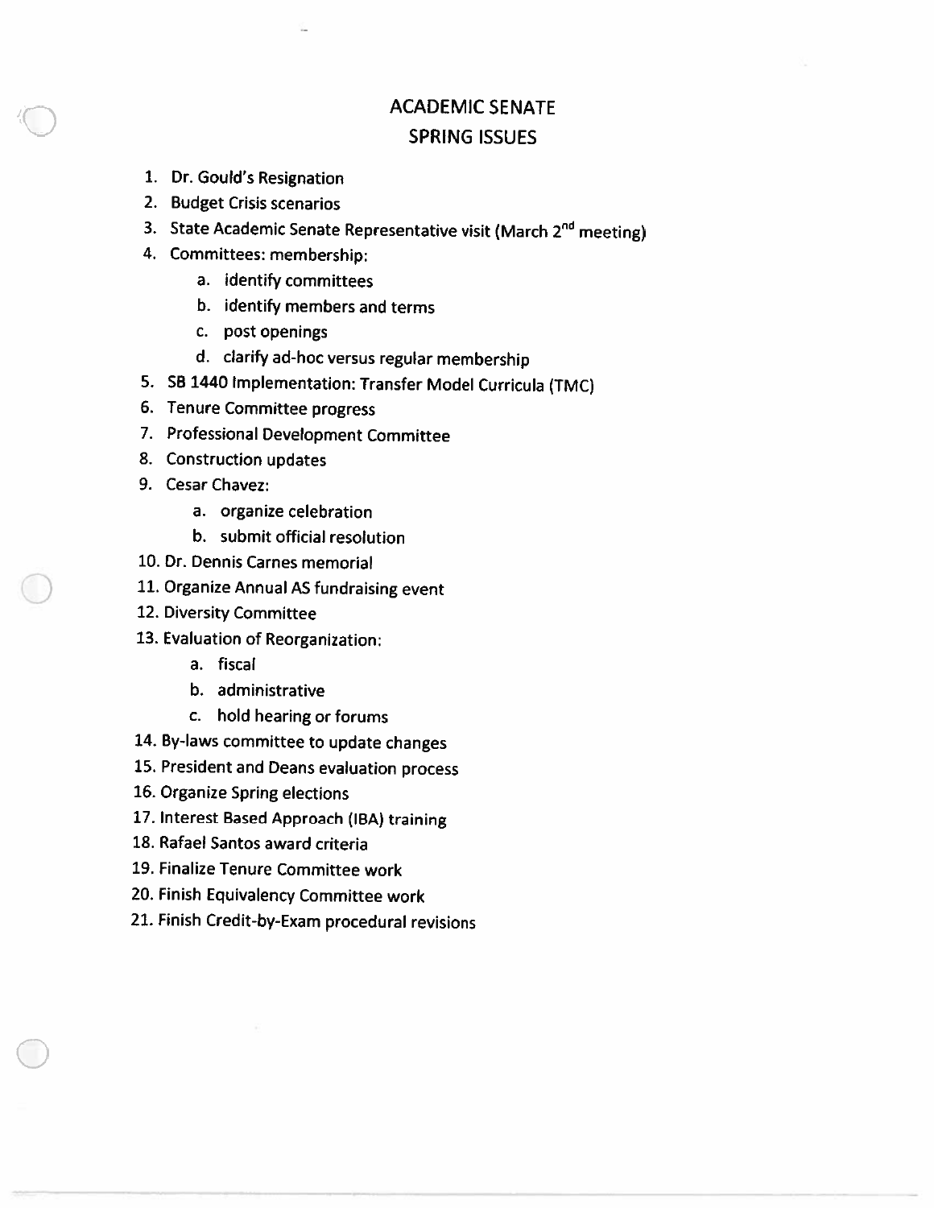# ACADEMIC SENATE
## SPRING ISSUES

1. Dr. Gould's Resignation
2. Budget Crisis scenarios
3. State Academic Senate Representative visit (March 2nd meeting)
4. Committees: membership:
    a. identify committees
    b. identify members and terms
    c. post openings
    d. clarify ad-hoc versus regular membership
5. SB 1440 Implementation: Transfer Model Curricula (TMC)
6. Tenure Committee progress
7. Professional Development Committee
8. Construction updates
9. Cesar Chavez:
    a. organize celebration
    b. submit official resolution
10. Dr. Dennis Carnes memorial
11. Organize Annual AS fundraising event
12. Diversity Committee
13. Evaluation of Reorganization:
    a. fiscal
    b. administrative
    c. hold hearing or forums
14. By-laws committee to update changes
15. President and Deans evaluation process
16. Organize Spring elections
17. Interest Based Approach (IBA) training
18. Rafael Santos award criteria
19. Finalize Tenure Committee work
20. Finish Equivalency Committee work
21. Finish Credit-by-Exam procedural revisions